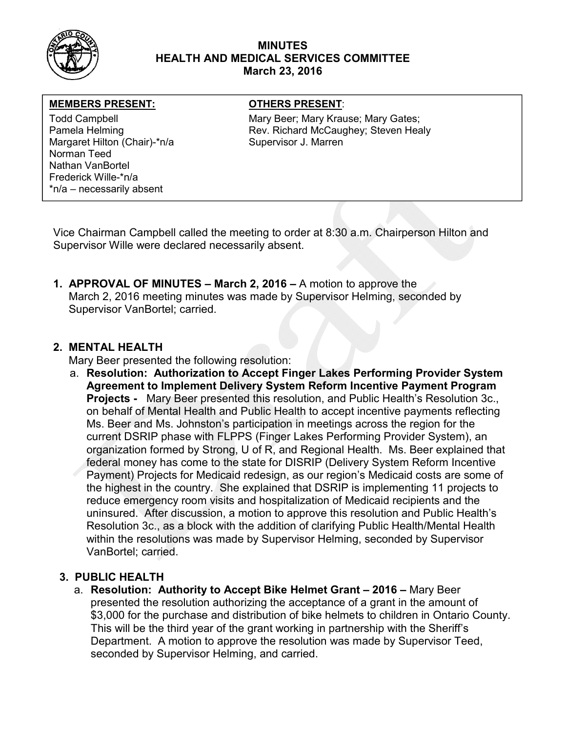# MINUTES
## HEALTH AND MEDICAL SERVICES COMMITTEE
### March 23, 2016

| MEMBERS PRESENT: | OTHERS PRESENT: |
| --- | --- |
| Todd Campbell<br>Pamela Helming<br>Margaret Hilton (Chair)-*n/a<br>Norman Teed<br>Nathan VanBortel<br>Frederick Wille-*n/a<br>*n/a – necessarily absent | Mary Beer; Mary Krause; Mary Gates;<br>Rev. Richard McCaughey; Steven Healy<br>Supervisor J. Marren |

Vice Chairman Campbell called the meeting to order at 8:30 a.m. Chairperson Hilton and Supervisor Wille were declared necessarily absent.

1. **APPROVAL OF MINUTES – March 2, 2016 –** A motion to approve the March 2, 2016 meeting minutes was made by Supervisor Helming, seconded by Supervisor VanBortel; carried.

2. **MENTAL HEALTH**

   Mary Beer presented the following resolution:

   a. **Resolution: Authorization to Accept Finger Lakes Performing Provider System Agreement to Implement Delivery System Reform Incentive Payment Program Projects -** Mary Beer presented this resolution, and Public Health's Resolution 3c., on behalf of Mental Health and Public Health to accept incentive payments reflecting Ms. Beer and Ms. Johnston's participation in meetings across the region for the current DSRIP phase with FLPPS (Finger Lakes Performing Provider System), an organization formed by Strong, U of R, and Regional Health. Ms. Beer explained that federal money has come to the state for DISRIP (Delivery System Reform Incentive Payment) Projects for Medicaid redesign, as our region's Medicaid costs are some of the highest in the country. She explained that DSRIP is implementing 11 projects to reduce emergency room visits and hospitalization of Medicaid recipients and the uninsured. After discussion, a motion to approve this resolution and Public Health's Resolution 3c., as a block with the addition of clarifying Public Health/Mental Health within the resolutions was made by Supervisor Helming, seconded by Supervisor VanBortel; carried.

3. **PUBLIC HEALTH**

   a. **Resolution: Authority to Accept Bike Helmet Grant – 2016 –** Mary Beer presented the resolution authorizing the acceptance of a grant in the amount of $3,000 for the purchase and distribution of bike helmets to children in Ontario County. This will be the third year of the grant working in partnership with the Sheriff's Department. A motion to approve the resolution was made by Supervisor Teed, seconded by Supervisor Helming, and carried.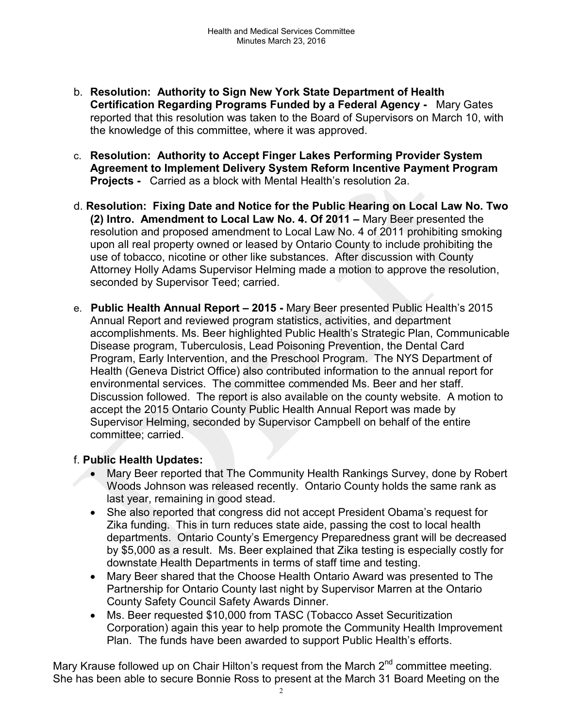b. **Resolution: Authority to Sign New York State Department of Health Certification Regarding Programs Funded by a Federal Agency -** Mary Gates reported that this resolution was taken to the Board of Supervisors on March 10, with the knowledge of this committee, where it was approved.

c. **Resolution: Authority to Accept Finger Lakes Performing Provider System Agreement to Implement Delivery System Reform Incentive Payment Program Projects -** Carried as a block with Mental Health's resolution 2a.

d. **Resolution: Fixing Date and Notice for the Public Hearing on Local Law No. Two (2) Intro. Amendment to Local Law No. 4. Of 2011 –** Mary Beer presented the resolution and proposed amendment to Local Law No. 4 of 2011 prohibiting smoking upon all real property owned or leased by Ontario County to include prohibiting the use of tobacco, nicotine or other like substances. After discussion with County Attorney Holly Adams Supervisor Helming made a motion to approve the resolution, seconded by Supervisor Teed; carried.

e. **Public Health Annual Report – 2015 -** Mary Beer presented Public Health's 2015 Annual Report and reviewed program statistics, activities, and department accomplishments. Ms. Beer highlighted Public Health's Strategic Plan, Communicable Disease program, Tuberculosis, Lead Poisoning Prevention, the Dental Card Program, Early Intervention, and the Preschool Program. The NYS Department of Health (Geneva District Office) also contributed information to the annual report for environmental services. The committee commended Ms. Beer and her staff. Discussion followed. The report is also available on the county website. A motion to accept the 2015 Ontario County Public Health Annual Report was made by Supervisor Helming, seconded by Supervisor Campbell on behalf of the entire committee; carried.

f. **Public Health Updates:**

- Mary Beer reported that The Community Health Rankings Survey, done by Robert Woods Johnson was released recently. Ontario County holds the same rank as last year, remaining in good stead.
- She also reported that congress did not accept President Obama's request for Zika funding. This in turn reduces state aide, passing the cost to local health departments. Ontario County's Emergency Preparedness grant will be decreased by $5,000 as a result. Ms. Beer explained that Zika testing is especially costly for downstate Health Departments in terms of staff time and testing.
- Mary Beer shared that the Choose Health Ontario Award was presented to The Partnership for Ontario County last night by Supervisor Marren at the Ontario County Safety Council Safety Awards Dinner.
- Ms. Beer requested $10,000 from TASC (Tobacco Asset Securitization Corporation) again this year to help promote the Community Health Improvement Plan. The funds have been awarded to support Public Health's efforts.

Mary Krause followed up on Chair Hilton's request from the March 2nd committee meeting. She has been able to secure Bonnie Ross to present at the March 31 Board Meeting on the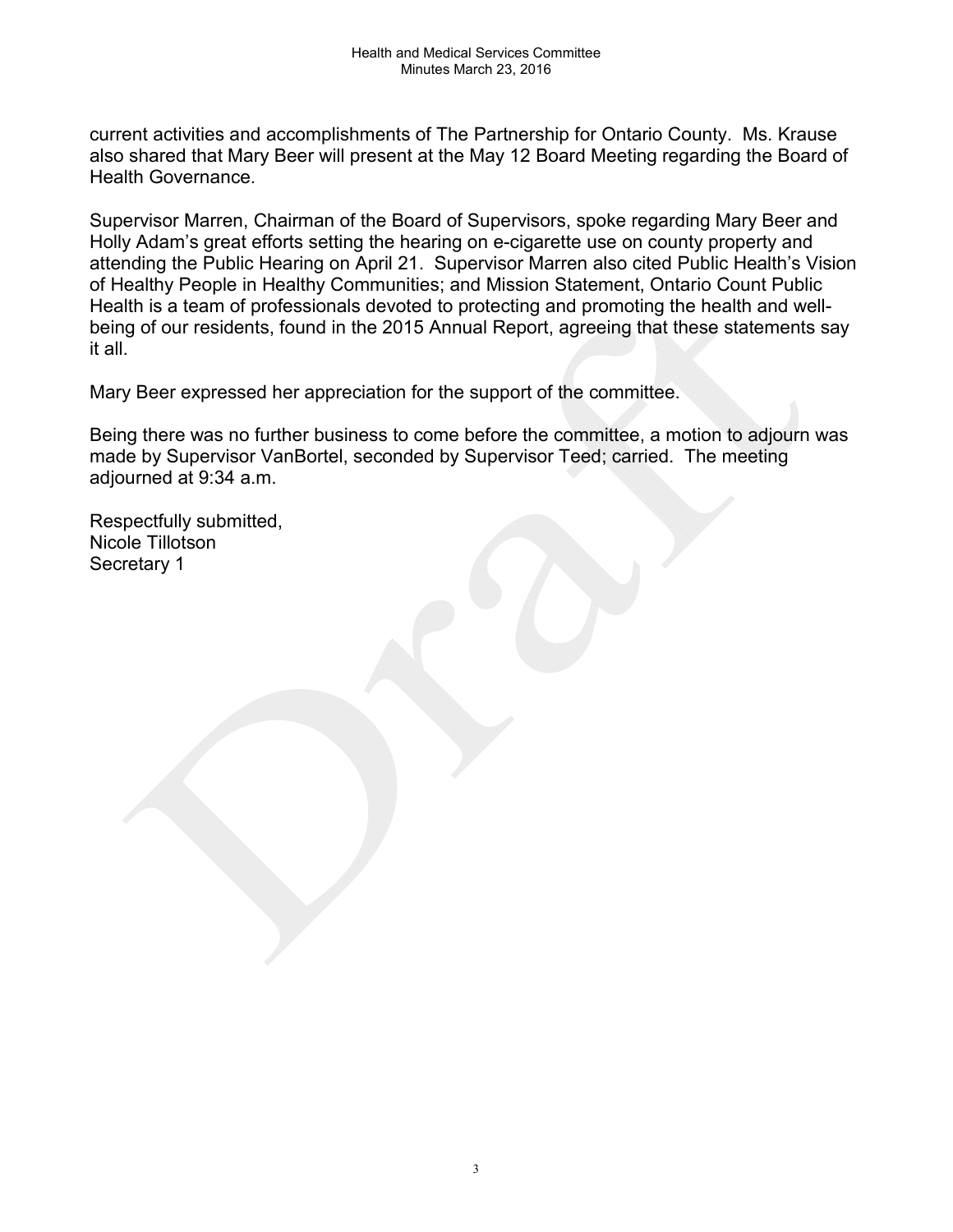current activities and accomplishments of The Partnership for Ontario County. Ms. Krause also shared that Mary Beer will present at the May 12 Board Meeting regarding the Board of Health Governance.

Supervisor Marren, Chairman of the Board of Supervisors, spoke regarding Mary Beer and Holly Adam's great efforts setting the hearing on e-cigarette use on county property and attending the Public Hearing on April 21. Supervisor Marren also cited Public Health's Vision of Healthy People in Healthy Communities; and Mission Statement, Ontario Count Public Health is a team of professionals devoted to protecting and promoting the health and well-being of our residents, found in the 2015 Annual Report, agreeing that these statements say it all.

Mary Beer expressed her appreciation for the support of the committee.

Being there was no further business to come before the committee, a motion to adjourn was made by Supervisor VanBortel, seconded by Supervisor Teed; carried. The meeting adjourned at 9:34 a.m.

Respectfully submitted,
Nicole Tillotson
Secretary 1